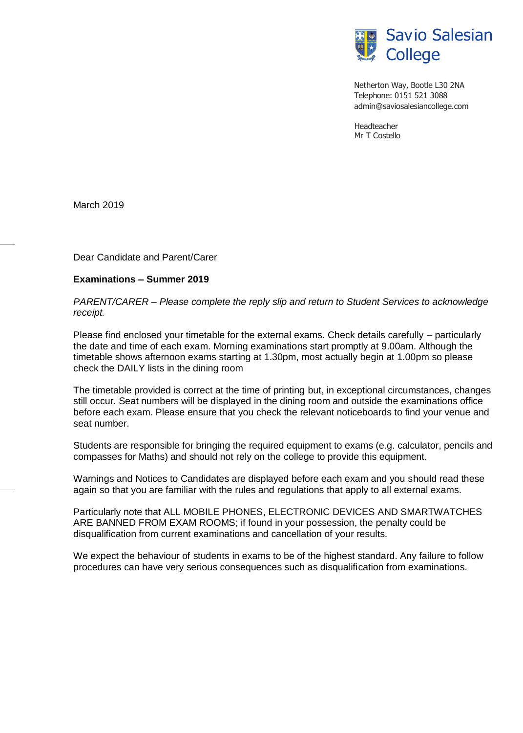Savio Salesian College

Netherton Way, Bootle L30 2NA
Telephone: 0151 521 3088
admin@saviosalesiancollege.com

Headteacher
Mr T Costello

March 2019

Dear Candidate and Parent/Carer

**Examinations – Summer 2019**

*PARENT/CARER – Please complete the reply slip and return to Student Services to acknowledge receipt.*

Please find enclosed your timetable for the external exams. Check details carefully – particularly the date and time of each exam. Morning examinations start promptly at 9.00am. Although the timetable shows afternoon exams starting at 1.30pm, most actually begin at 1.00pm so please check the DAILY lists in the dining room

The timetable provided is correct at the time of printing but, in exceptional circumstances, changes still occur. Seat numbers will be displayed in the dining room and outside the examinations office before each exam. Please ensure that you check the relevant noticeboards to find your venue and seat number.

Students are responsible for bringing the required equipment to exams (e.g. calculator, pencils and compasses for Maths) and should not rely on the college to provide this equipment.

Warnings and Notices to Candidates are displayed before each exam and you should read these again so that you are familiar with the rules and regulations that apply to all external exams.

Particularly note that ALL MOBILE PHONES, ELECTRONIC DEVICES AND SMARTWATCHES ARE BANNED FROM EXAM ROOMS; if found in your possession, the penalty could be disqualification from current examinations and cancellation of your results.

We expect the behaviour of students in exams to be of the highest standard. Any failure to follow procedures can have very serious consequences such as disqualification from examinations.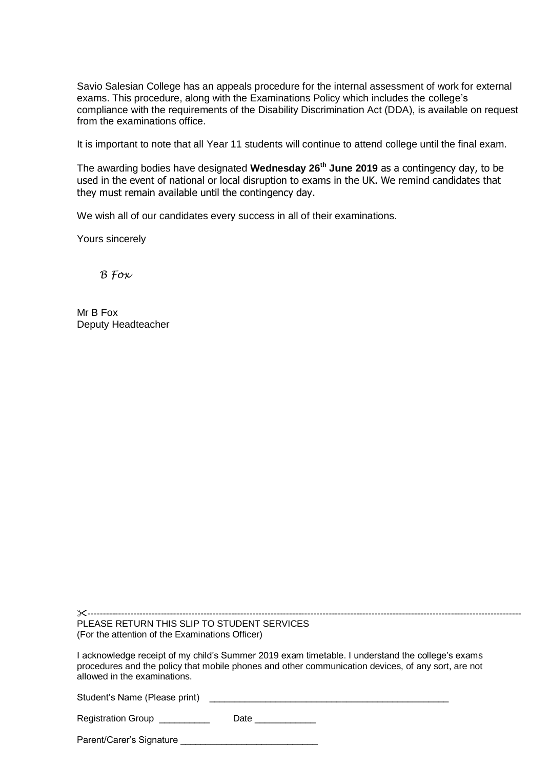Savio Salesian College has an appeals procedure for the internal assessment of work for external exams. This procedure, along with the Examinations Policy which includes the college's compliance with the requirements of the Disability Discrimination Act (DDA), is available on request from the examinations office.

It is important to note that all Year 11 students will continue to attend college until the final exam.

The awarding bodies have designated **Wednesday 26th June 2019** as a contingency day, to be used in the event of national or local disruption to exams in the UK. We remind candidates that they must remain available until the contingency day.

We wish all of our candidates every success in all of their examinations.

Yours sincerely

*B Fox*

Mr B Fox
Deputy Headteacher

✂-----------------------------------------------------------------------------------------------------------------------------------------

PLEASE RETURN THIS SLIP TO STUDENT SERVICES
(For the attention of the Examinations Officer)

I acknowledge receipt of my child's Summer 2019 exam timetable. I understand the college's exams procedures and the policy that mobile phones and other communication devices, of any sort, are not allowed in the examinations.

Student's Name (Please print) ________________________________________________

Registration Group __________ Date ____________

Parent/Carer's Signature ___________________________